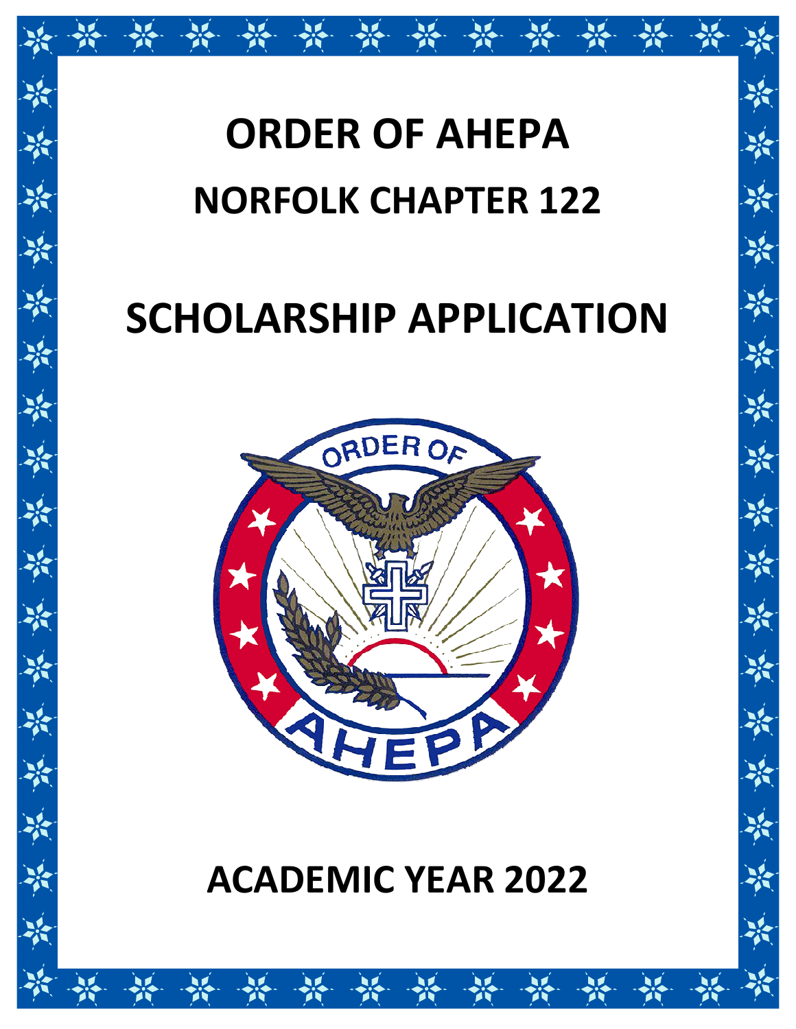# ORDER OF AHEPA

## NORFOLK CHAPTER 122

# SCHOLARSHIP APPLICATION

## ACADEMIC YEAR 2022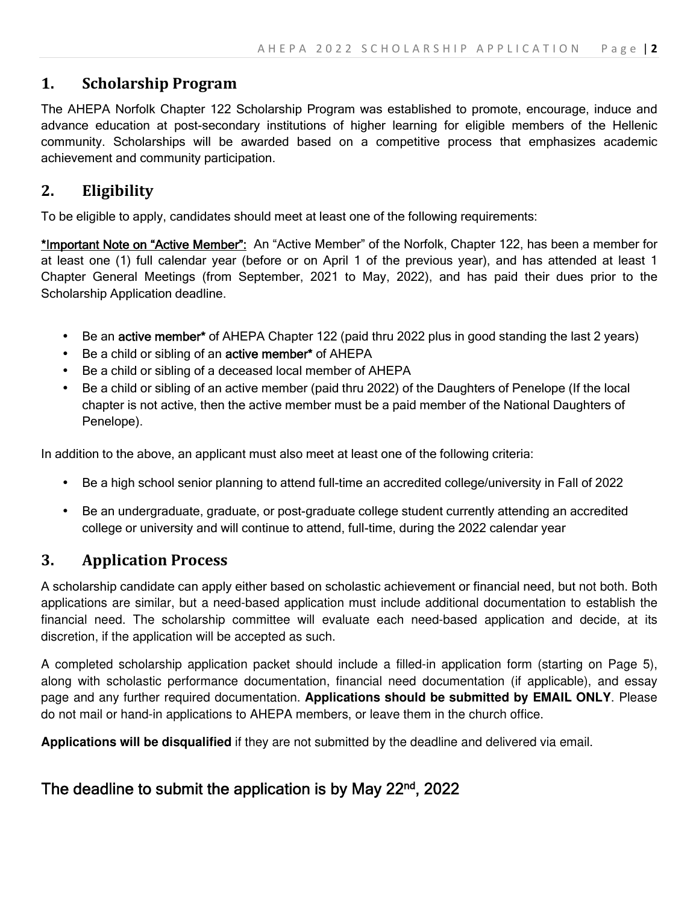## 1. Scholarship Program

The AHEPA Norfolk Chapter 122 Scholarship Program was established to promote, encourage, induce and advance education at post-secondary institutions of higher learning for eligible members of the Hellenic community. Scholarships will be awarded based on a competitive process that emphasizes academic achievement and community participation.

## 2. Eligibility

To be eligible to apply, candidates should meet at least one of the following requirements:

**\*Important Note on "Active Member":** An "Active Member" of the Norfolk, Chapter 122, has been a member for at least one (1) full calendar year (before or on April 1 of the previous year), and has attended at least 1 Chapter General Meetings (from September, 2021 to May, 2022), and has paid their dues prior to the Scholarship Application deadline.

- Be an **active member\*** of AHEPA Chapter 122 (paid thru 2022 plus in good standing the last 2 years)
- Be a child or sibling of an **active member\*** of AHEPA
- Be a child or sibling of a deceased local member of AHEPA
- Be a child or sibling of an active member (paid thru 2022) of the Daughters of Penelope (If the local chapter is not active, then the active member must be a paid member of the National Daughters of Penelope).

In addition to the above, an applicant must also meet at least one of the following criteria:

- Be a high school senior planning to attend full-time an accredited college/university in Fall of 2022
- Be an undergraduate, graduate, or post-graduate college student currently attending an accredited college or university and will continue to attend, full-time, during the 2022 calendar year

## 3. Application Process

A scholarship candidate can apply either based on scholastic achievement or financial need, but not both. Both applications are similar, but a need-based application must include additional documentation to establish the financial need. The scholarship committee will evaluate each need-based application and decide, at its discretion, if the application will be accepted as such.

A completed scholarship application packet should include a filled-in application form (starting on Page 5), along with scholastic performance documentation, financial need documentation (if applicable), and essay page and any further required documentation. **Applications should be submitted by EMAIL ONLY**. Please do not mail or hand-in applications to AHEPA members, or leave them in the church office.

**Applications will be disqualified** if they are not submitted by the deadline and delivered via email.

### The deadline to submit the application is by May 22nd, 2022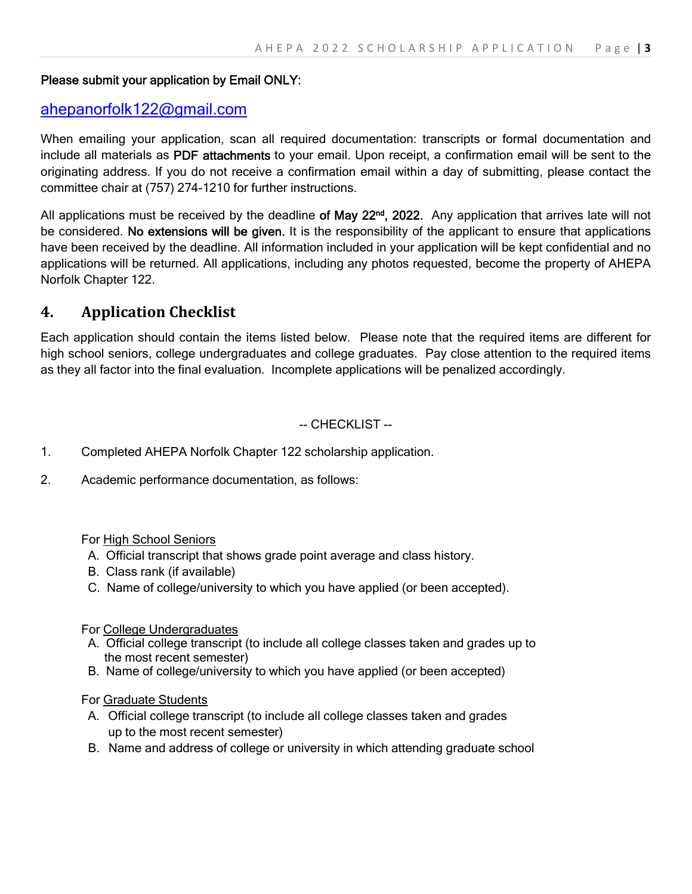**Please submit your application by Email ONLY:**

ahepanorfolk122@gmail.com

When emailing your application, scan all required documentation: transcripts or formal documentation and include all materials as **PDF attachments** to your email. Upon receipt, a confirmation email will be sent to the originating address. If you do not receive a confirmation email within a day of submitting, please contact the committee chair at (757) 274-1210 for further instructions.

All applications must be received by the deadline **of May 22nd, 2022.** Any application that arrives late will not be considered. **No extensions will be given.** It is the responsibility of the applicant to ensure that applications have been received by the deadline. All information included in your application will be kept confidential and no applications will be returned. All applications, including any photos requested, become the property of AHEPA Norfolk Chapter 122.

## 4. Application Checklist

Each application should contain the items listed below. Please note that the required items are different for high school seniors, college undergraduates and college graduates. Pay close attention to the required items as they all factor into the final evaluation. Incomplete applications will be penalized accordingly.

-- CHECKLIST --

1. Completed AHEPA Norfolk Chapter 122 scholarship application.
2. Academic performance documentation, as follows:

For High School Seniors

A. Official transcript that shows grade point average and class history.
B. Class rank (if available)
C. Name of college/university to which you have applied (or been accepted).

For College Undergraduates

A. Official college transcript (to include all college classes taken and grades up to the most recent semester)
B. Name of college/university to which you have applied (or been accepted)

For Graduate Students

A. Official college transcript (to include all college classes taken and grades up to the most recent semester)
B. Name and address of college or university in which attending graduate school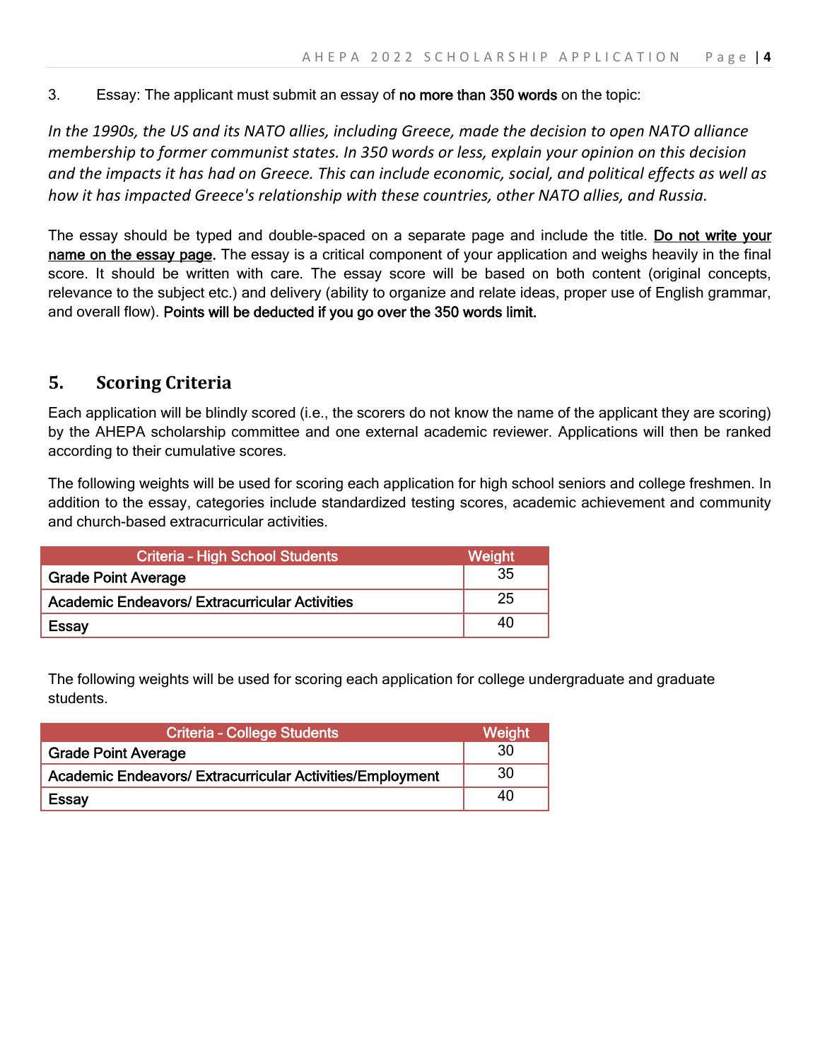3. Essay: The applicant must submit an essay of **no more than 350 words** on the topic:

*In the 1990s, the US and its NATO allies, including Greece, made the decision to open NATO alliance membership to former communist states. In 350 words or less, explain your opinion on this decision and the impacts it has had on Greece. This can include economic, social, and political effects as well as how it has impacted Greece's relationship with these countries, other NATO allies, and Russia.*

The essay should be typed and double-spaced on a separate page and include the title. **Do not write your name on the essay page.** The essay is a critical component of your application and weighs heavily in the final score. It should be written with care. The essay score will be based on both content (original concepts, relevance to the subject etc.) and delivery (ability to organize and relate ideas, proper use of English grammar, and overall flow). **Points will be deducted if you go over the 350 words limit.**

## 5. Scoring Criteria

Each application will be blindly scored (i.e., the scorers do not know the name of the applicant they are scoring) by the AHEPA scholarship committee and one external academic reviewer. Applications will then be ranked according to their cumulative scores.

The following weights will be used for scoring each application for high school seniors and college freshmen. In addition to the essay, categories include standardized testing scores, academic achievement and community and church-based extracurricular activities.

| Criteria - High School Students | Weight |
|---|---|
| Grade Point Average | 35 |
| Academic Endeavors/ Extracurricular Activities | 25 |
| Essay | 40 |

The following weights will be used for scoring each application for college undergraduate and graduate students.

| Criteria - College Students | Weight |
|---|---|
| Grade Point Average | 30 |
| Academic Endeavors/ Extracurricular Activities/Employment | 30 |
| Essay | 40 |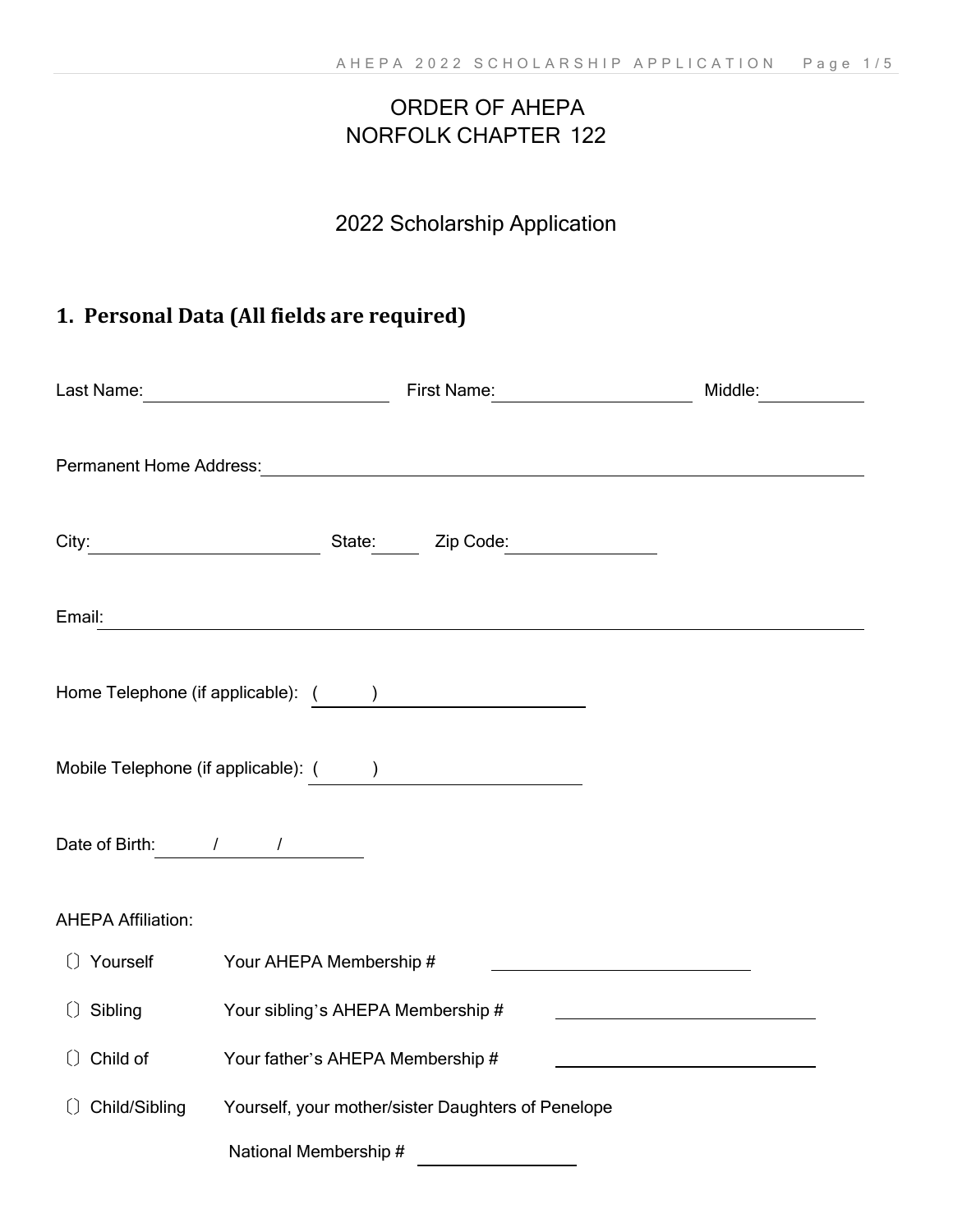ORDER OF AHEPA
NORFOLK CHAPTER 122

2022 Scholarship Application

## 1. Personal Data (All fields are required)

Last Name: ______________________ First Name: __________________ Middle: __________

Permanent Home Address: ____________________________________________________________

City: ____________________ State: _____ Zip Code: ______________

Email: ____________________________________________________________________________

Home Telephone (if applicable): (      ) ________________________

Mobile Telephone (if applicable): (      ) ________________________

Date of Birth: ______/______/________

AHEPA Affiliation:

- ◯ Yourself — Your AHEPA Membership # ________________________
- ◯ Sibling — Your sibling's AHEPA Membership # ________________________
- ◯ Child of — Your father's AHEPA Membership # ________________________
- ◯ Child/Sibling — Yourself, your mother/sister Daughters of Penelope National Membership # ______________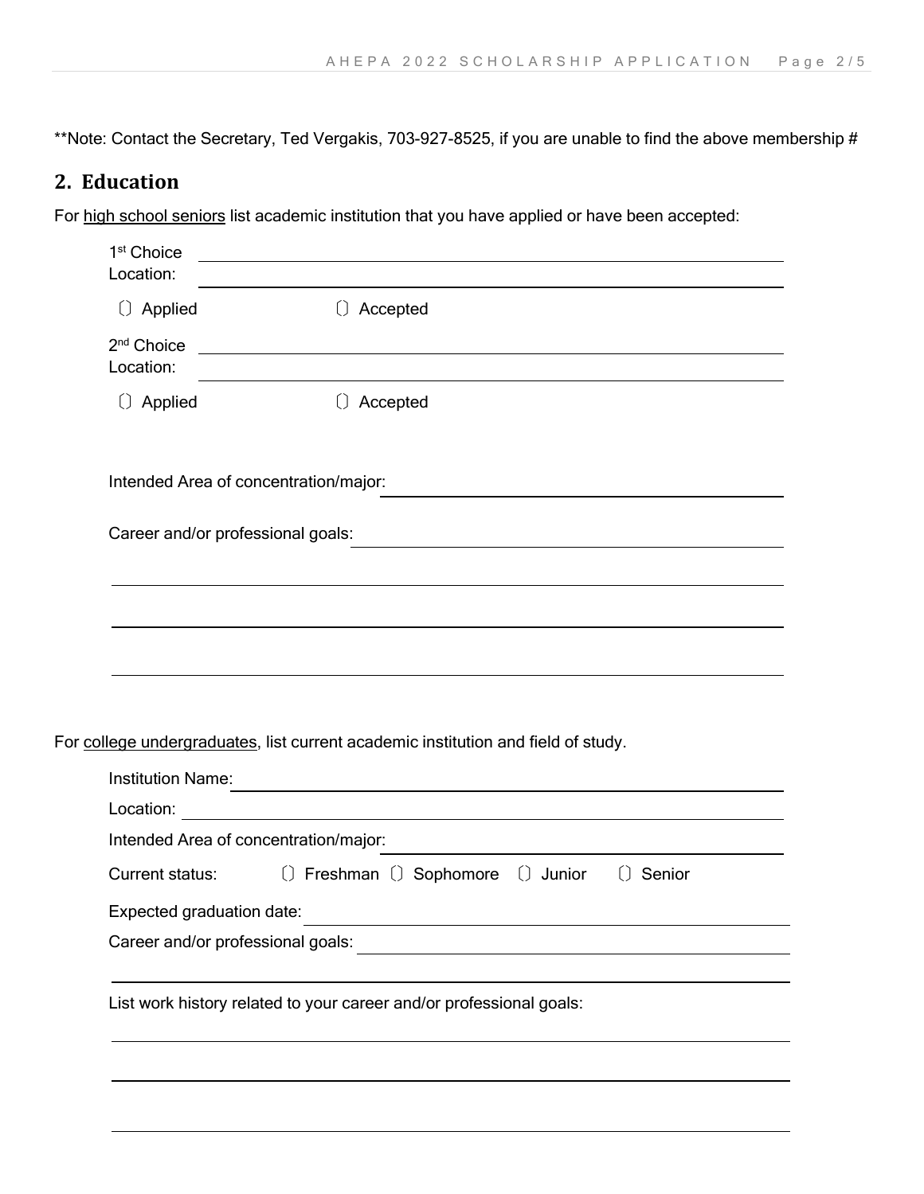**Note: Contact the Secretary, Ted Vergakis, 703-927-8525, if you are unable to find the above membership #

## 2. Education

For <u>high school seniors</u> list academic institution that you have applied or have been accepted:

1st Choice ______________________________

Location: ______________________________

☐ Applied ☐ Accepted

2nd Choice ______________________________

Location: ______________________________

☐ Applied ☐ Accepted

Intended Area of concentration/major: ______________________________

Career and/or professional goals: ______________________________

______________________________

______________________________

______________________________

For <u>college undergraduates</u>, list current academic institution and field of study.

Institution Name: ______________________________

Location: ______________________________

Intended Area of concentration/major: ______________________________

Current status: ☐ Freshman ☐ Sophomore ☐ Junior ☐ Senior

Expected graduation date: ______________________________

Career and/or professional goals: ______________________________

______________________________

List work history related to your career and/or professional goals:

______________________________

______________________________

______________________________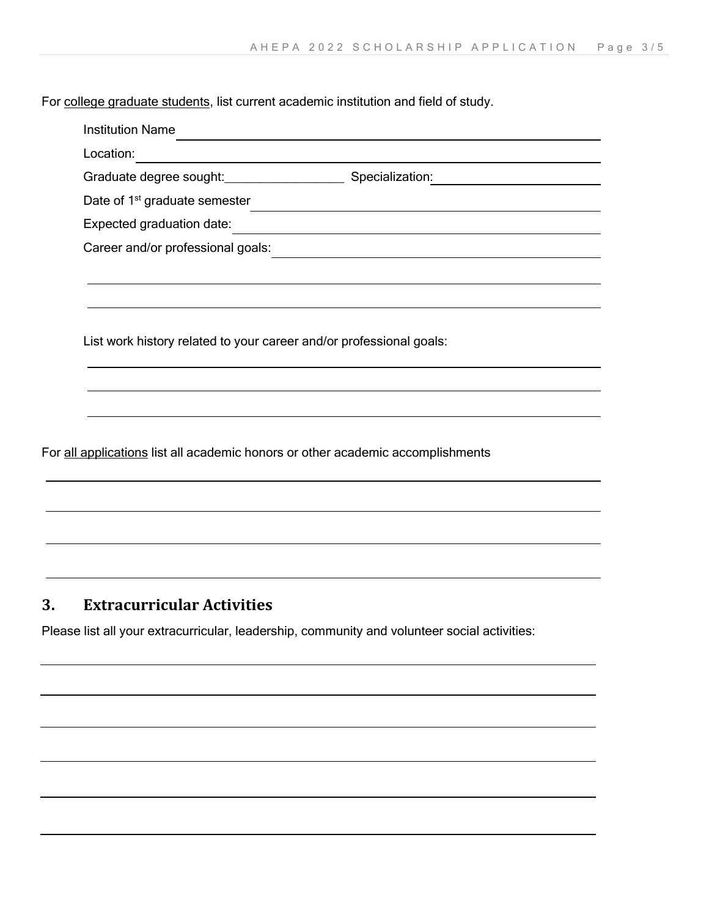For college graduate students, list current academic institution and field of study.

Institution Name ______________________________________________

Location: ______________________________________________

Graduate degree sought: __________________ Specialization: ______________________

Date of 1st graduate semester ______________________________________________

Expected graduation date: ______________________________________________

Career and/or professional goals: ______________________________________________

______________________________________________

______________________________________________

List work history related to your career and/or professional goals:

______________________________________________

______________________________________________

______________________________________________

For all applications list all academic honors or other academic accomplishments

______________________________________________

______________________________________________

______________________________________________

______________________________________________

## 3. Extracurricular Activities

Please list all your extracurricular, leadership, community and volunteer social activities:

______________________________________________

______________________________________________

______________________________________________

______________________________________________

______________________________________________

______________________________________________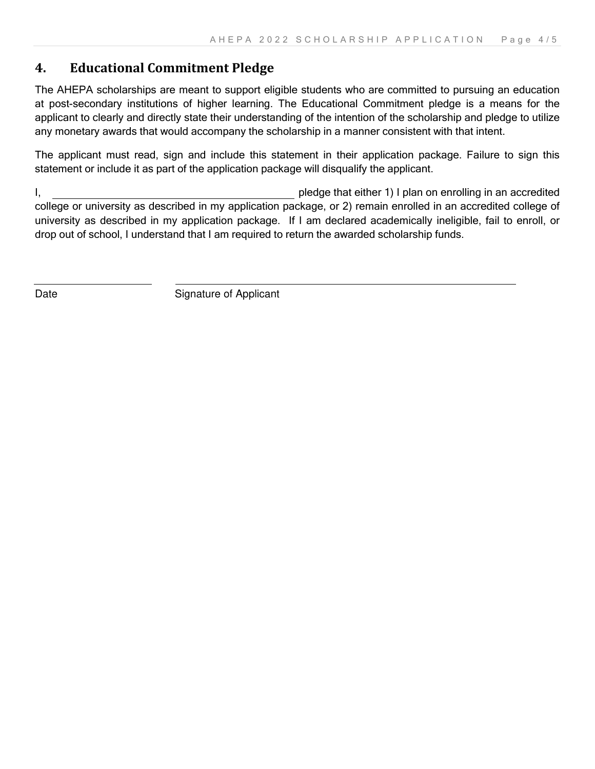## 4. Educational Commitment Pledge

The AHEPA scholarships are meant to support eligible students who are committed to pursuing an education at post-secondary institutions of higher learning. The Educational Commitment pledge is a means for the applicant to clearly and directly state their understanding of the intention of the scholarship and pledge to utilize any monetary awards that would accompany the scholarship in a manner consistent with that intent.

The applicant must read, sign and include this statement in their application package. Failure to sign this statement or include it as part of the application package will disqualify the applicant.

I, \_\_\_\_\_\_\_\_\_\_\_\_\_\_\_\_\_\_\_\_\_\_\_\_\_\_\_\_\_\_\_\_\_\_\_\_\_\_\_\_ pledge that either 1) I plan on enrolling in an accredited college or university as described in my application package, or 2) remain enrolled in an accredited college of university as described in my application package. If I am declared academically ineligible, fail to enroll, or drop out of school, I understand that I am required to return the awarded scholarship funds.

\_\_\_\_\_\_\_\_\_\_\_\_\_\_\_\_\_\_\_\_ \_\_\_\_\_\_\_\_\_\_\_\_\_\_\_\_\_\_\_\_\_\_\_\_\_\_\_\_\_\_\_\_\_\_\_\_\_\_\_\_\_\_\_\_\_\_\_\_\_\_\_\_\_\_\_\_

Date Signature of Applicant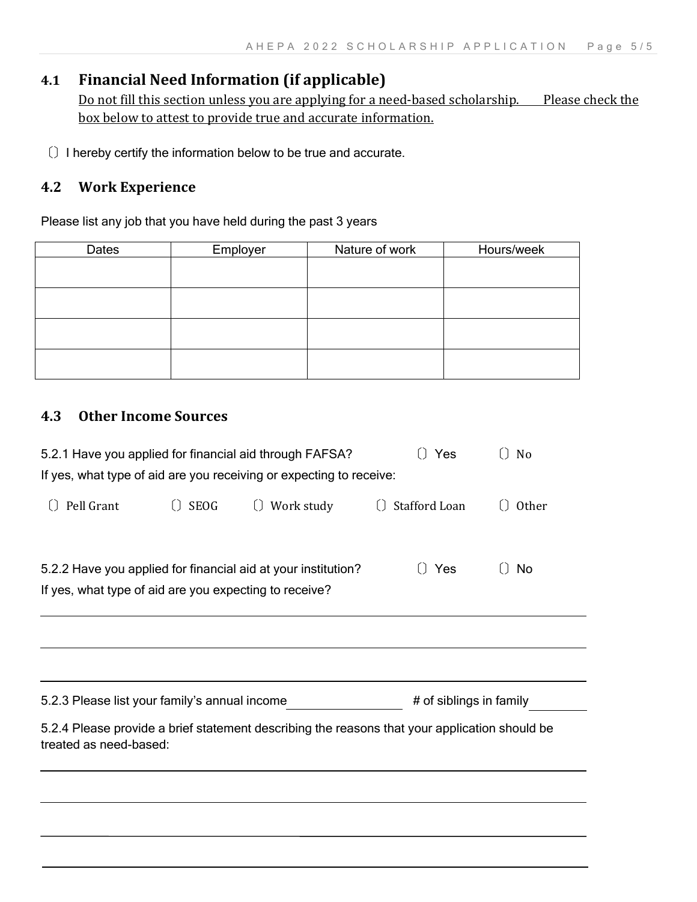## 4.1 Financial Need Information (if applicable)

Do not fill this section unless you are applying for a need-based scholarship. Please check the box below to attest to provide true and accurate information.

☐ I hereby certify the information below to be true and accurate.

## 4.2 Work Experience

Please list any job that you have held during the past 3 years

| Dates | Employer | Nature of work | Hours/week |
| --- | --- | --- | --- |
| | | | |
| | | | |
| | | | |
| | | | |

## 4.3 Other Income Sources

5.2.1 Have you applied for financial aid through FAFSA? ☐ Yes ☐ No

If yes, what type of aid are you receiving or expecting to receive:

☐ Pell Grant ☐ SEOG ☐ Work study ☐ Stafford Loan ☐ Other

5.2.2 Have you applied for financial aid at your institution? ☐ Yes ☐ No

If yes, what type of aid are you expecting to receive?

\_\_\_\_\_\_\_\_\_\_\_\_\_\_\_\_\_\_\_\_\_\_\_\_\_\_\_\_\_\_\_\_\_\_\_\_\_\_\_\_\_\_\_\_\_\_\_\_\_\_\_\_\_\_\_\_\_\_\_\_\_\_\_\_

\_\_\_\_\_\_\_\_\_\_\_\_\_\_\_\_\_\_\_\_\_\_\_\_\_\_\_\_\_\_\_\_\_\_\_\_\_\_\_\_\_\_\_\_\_\_\_\_\_\_\_\_\_\_\_\_\_\_\_\_\_\_\_\_

\_\_\_\_\_\_\_\_\_\_\_\_\_\_\_\_\_\_\_\_\_\_\_\_\_\_\_\_\_\_\_\_\_\_\_\_\_\_\_\_\_\_\_\_\_\_\_\_\_\_\_\_\_\_\_\_\_\_\_\_\_\_\_\_

5.2.3 Please list your family's annual income \_\_\_\_\_\_\_\_\_\_\_\_\_\_\_\_ # of siblings in family \_\_\_\_\_\_\_\_

5.2.4 Please provide a brief statement describing the reasons that your application should be treated as need-based:

\_\_\_\_\_\_\_\_\_\_\_\_\_\_\_\_\_\_\_\_\_\_\_\_\_\_\_\_\_\_\_\_\_\_\_\_\_\_\_\_\_\_\_\_\_\_\_\_\_\_\_\_\_\_\_\_\_\_\_\_\_\_\_\_

\_\_\_\_\_\_\_\_\_\_\_\_\_\_\_\_\_\_\_\_\_\_\_\_\_\_\_\_\_\_\_\_\_\_\_\_\_\_\_\_\_\_\_\_\_\_\_\_\_\_\_\_\_\_\_\_\_\_\_\_\_\_\_\_

\_\_\_\_\_\_\_\_\_\_\_\_\_\_\_\_\_\_\_\_\_\_\_\_\_\_\_\_\_\_\_\_\_\_\_\_\_\_\_\_\_\_\_\_\_\_\_\_\_\_\_\_\_\_\_\_\_\_\_\_\_\_\_\_

\_\_\_\_\_\_\_\_\_\_\_\_\_\_\_\_\_\_\_\_\_\_\_\_\_\_\_\_\_\_\_\_\_\_\_\_\_\_\_\_\_\_\_\_\_\_\_\_\_\_\_\_\_\_\_\_\_\_\_\_\_\_\_\_